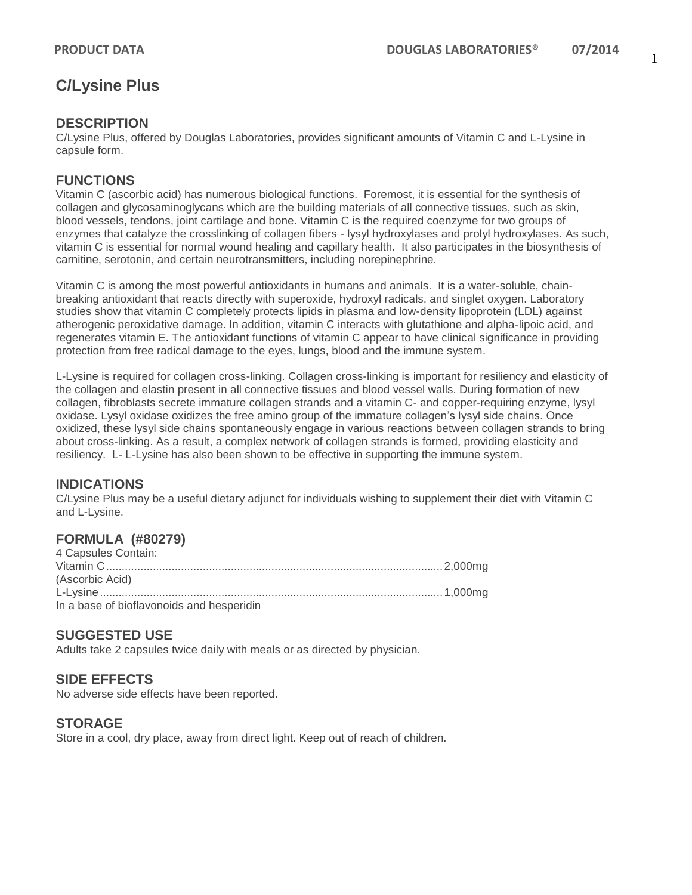# C/Lysine Plus

## DESCRIPTION

C/Lysine Plus, offered by Douglas Laboratories, provides significant amounts of Vitamin C and L-Lysine in capsule form.

## FUNCTIONS

Vitamin C (ascorbic acid) has numerous biological functions. Foremost, it is essential for the synthesis of collagen and glycosaminoglycans which are the building materials of all connective tissues, such as skin, blood vessels, tendons, joint cartilage and bone. Vitamin C is the required coenzyme for two groups of enzymes that catalyze the crosslinking of collagen fibers - lysyl hydroxylases and prolyl hydroxylases. As such, vitamin C is essential for normal wound healing and capillary health. It also participates in the biosynthesis of carnitine, serotonin, and certain neurotransmitters, including norepinephrine.

Vitamin C is among the most powerful antioxidants in humans and animals. It is a water-soluble, chain-breaking antioxidant that reacts directly with superoxide, hydroxyl radicals, and singlet oxygen. Laboratory studies show that vitamin C completely protects lipids in plasma and low-density lipoprotein (LDL) against atherogenic peroxidative damage. In addition, vitamin C interacts with glutathione and alpha-lipoic acid, and regenerates vitamin E. The antioxidant functions of vitamin C appear to have clinical significance in providing protection from free radical damage to the eyes, lungs, blood and the immune system.

L-Lysine is required for collagen cross-linking. Collagen cross-linking is important for resiliency and elasticity of the collagen and elastin present in all connective tissues and blood vessel walls. During formation of new collagen, fibroblasts secrete immature collagen strands and a vitamin C- and copper-requiring enzyme, lysyl oxidase. Lysyl oxidase oxidizes the free amino group of the immature collagen's lysyl side chains. Once oxidized, these lysyl side chains spontaneously engage in various reactions between collagen strands to bring about cross-linking. As a result, a complex network of collagen strands is formed, providing elasticity and resiliency. L- L-Lysine has also been shown to be effective in supporting the immune system.

## INDICATIONS

C/Lysine Plus may be a useful dietary adjunct for individuals wishing to supplement their diet with Vitamin C and L-Lysine.

## FORMULA (#80279)

4 Capsules Contain:

| | |
|---|---|
| Vitamin C (Ascorbic Acid) | 2,000mg |
| L-Lysine | 1,000mg |

In a base of bioflavonoids and hesperidin

## SUGGESTED USE

Adults take 2 capsules twice daily with meals or as directed by physician.

## SIDE EFFECTS

No adverse side effects have been reported.

## STORAGE

Store in a cool, dry place, away from direct light. Keep out of reach of children.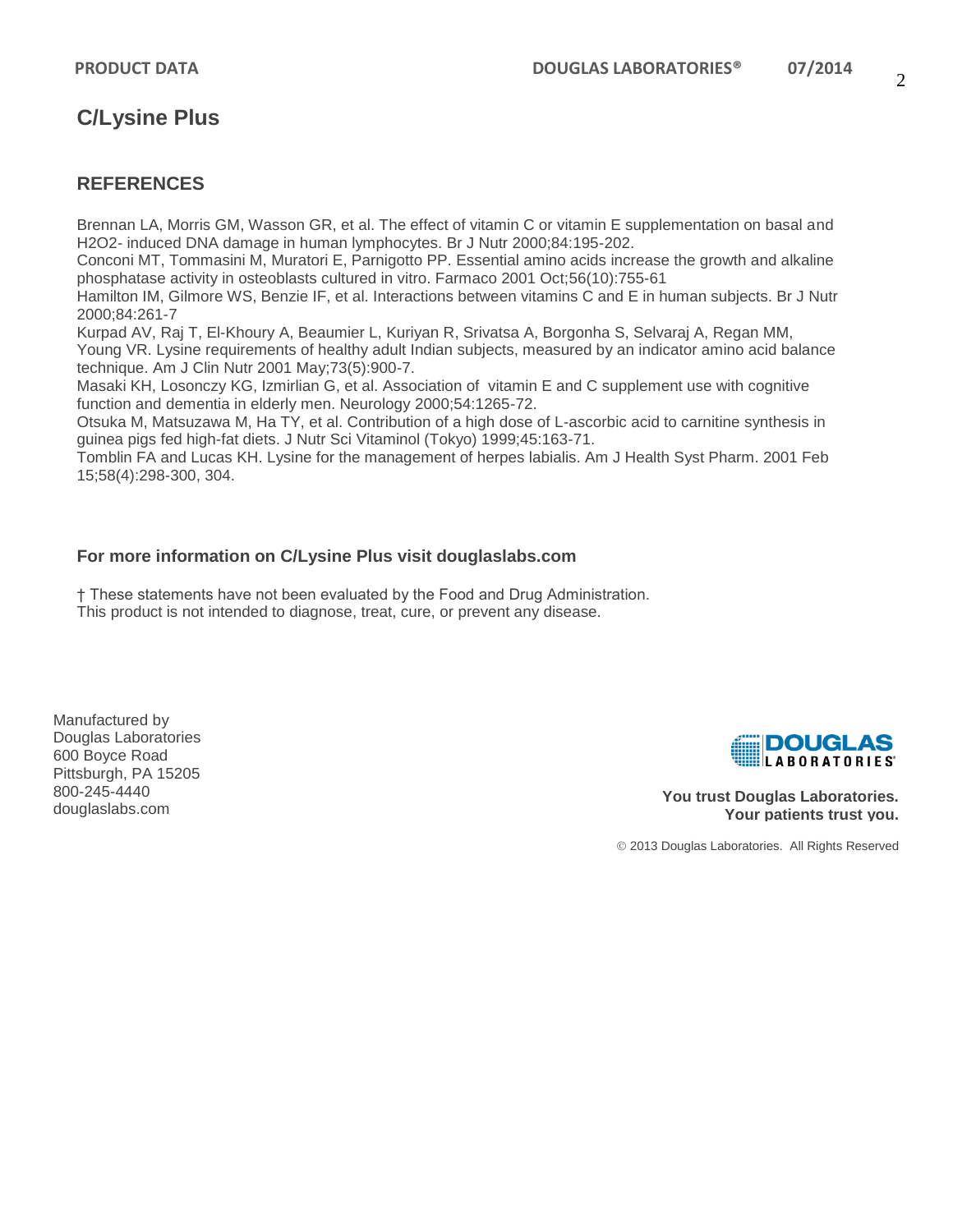# C/Lysine Plus

## REFERENCES

Brennan LA, Morris GM, Wasson GR, et al. The effect of vitamin C or vitamin E supplementation on basal and H2O2- induced DNA damage in human lymphocytes. Br J Nutr 2000;84:195-202.

Conconi MT, Tommasini M, Muratori E, Parnigotto PP. Essential amino acids increase the growth and alkaline phosphatase activity in osteoblasts cultured in vitro. Farmaco 2001 Oct;56(10):755-61

Hamilton IM, Gilmore WS, Benzie IF, et al. Interactions between vitamins C and E in human subjects. Br J Nutr 2000;84:261-7

Kurpad AV, Raj T, El-Khoury A, Beaumier L, Kuriyan R, Srivatsa A, Borgonha S, Selvaraj A, Regan MM, Young VR. Lysine requirements of healthy adult Indian subjects, measured by an indicator amino acid balance technique. Am J Clin Nutr 2001 May;73(5):900-7.

Masaki KH, Losonczy KG, Izmirlian G, et al. Association of vitamin E and C supplement use with cognitive function and dementia in elderly men. Neurology 2000;54:1265-72.

Otsuka M, Matsuzawa M, Ha TY, et al. Contribution of a high dose of L-ascorbic acid to carnitine synthesis in guinea pigs fed high-fat diets. J Nutr Sci Vitaminol (Tokyo) 1999;45:163-71.

Tomblin FA and Lucas KH. Lysine for the management of herpes labialis. Am J Health Syst Pharm. 2001 Feb 15;58(4):298-300, 304.

**For more information on C/Lysine Plus visit douglaslabs.com**

† These statements have not been evaluated by the Food and Drug Administration.
This product is not intended to diagnose, treat, cure, or prevent any disease.

Manufactured by
Douglas Laboratories
600 Boyce Road
Pittsburgh, PA 15205
800-245-4440
douglaslabs.com

DOUGLAS LABORATORIES

**You trust Douglas Laboratories.
Your patients trust you.**

© 2013 Douglas Laboratories. All Rights Reserved